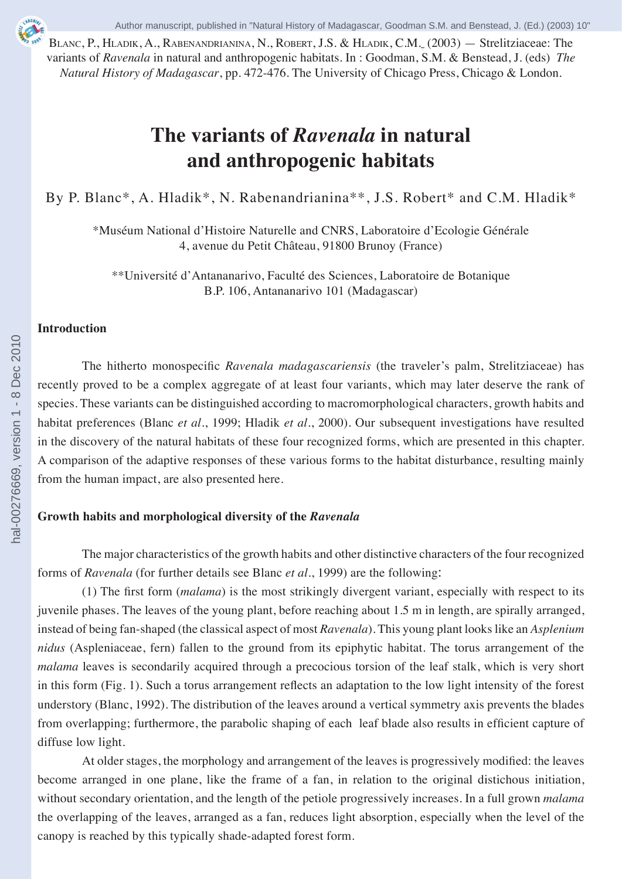Blanc, P., Hladik, A., Rabenandrianina, N., Robert, J.S. & Hladik, C.M. (2003) — Strelitziaceae: The variants of *Ravenala* in natural and anthropogenic habitats. In : Goodman, S.M. & Benstead, J. (eds) *The Natural History of Madagascar*, pp. 472-476. The University of Chicago Press, Chicago & London.

# The variants of *Ravenala* in natural and anthropogenic habitats

By P. Blanc*, A. Hladik*, N. Rabenandrianina**, J.S. Robert* and C.M. Hladik*

*Muséum National d'Histoire Naturelle and CNRS, Laboratoire d'Ecologie Générale
4, avenue du Petit Château, 91800 Brunoy (France)

**Université d'Antananarivo, Faculté des Sciences, Laboratoire de Botanique
B.P. 106, Antananarivo 101 (Madagascar)

## Introduction

The hitherto monospecific *Ravenala madagascariensis* (the traveler's palm, Strelitziaceae) has recently proved to be a complex aggregate of at least four variants, which may later deserve the rank of species. These variants can be distinguished according to macromorphological characters, growth habits and habitat preferences (Blanc *et al*., 1999; Hladik *et al*., 2000). Our subsequent investigations have resulted in the discovery of the natural habitats of these four recognized forms, which are presented in this chapter. A comparison of the adaptive responses of these various forms to the habitat disturbance, resulting mainly from the human impact, are also presented here.

## Growth habits and morphological diversity of the *Ravenala*

The major characteristics of the growth habits and other distinctive characters of the four recognized forms of *Ravenala* (for further details see Blanc *et al*., 1999) are the following:

(1) The first form (*malama*) is the most strikingly divergent variant, especially with respect to its juvenile phases. The leaves of the young plant, before reaching about 1.5 m in length, are spirally arranged, instead of being fan-shaped (the classical aspect of most *Ravenala*). This young plant looks like an *Asplenium nidus* (Aspleniaceae, fern) fallen to the ground from its epiphytic habitat. The torus arrangement of the *malama* leaves is secondarily acquired through a precocious torsion of the leaf stalk, which is very short in this form (Fig. 1). Such a torus arrangement reflects an adaptation to the low light intensity of the forest understory (Blanc, 1992). The distribution of the leaves around a vertical symmetry axis prevents the blades from overlapping; furthermore, the parabolic shaping of each leaf blade also results in efficient capture of diffuse low light.

At older stages, the morphology and arrangement of the leaves is progressively modified: the leaves become arranged in one plane, like the frame of a fan, in relation to the original distichous initiation, without secondary orientation, and the length of the petiole progressively increases. In a full grown *malama* the overlapping of the leaves, arranged as a fan, reduces light absorption, especially when the level of the canopy is reached by this typically shade-adapted forest form.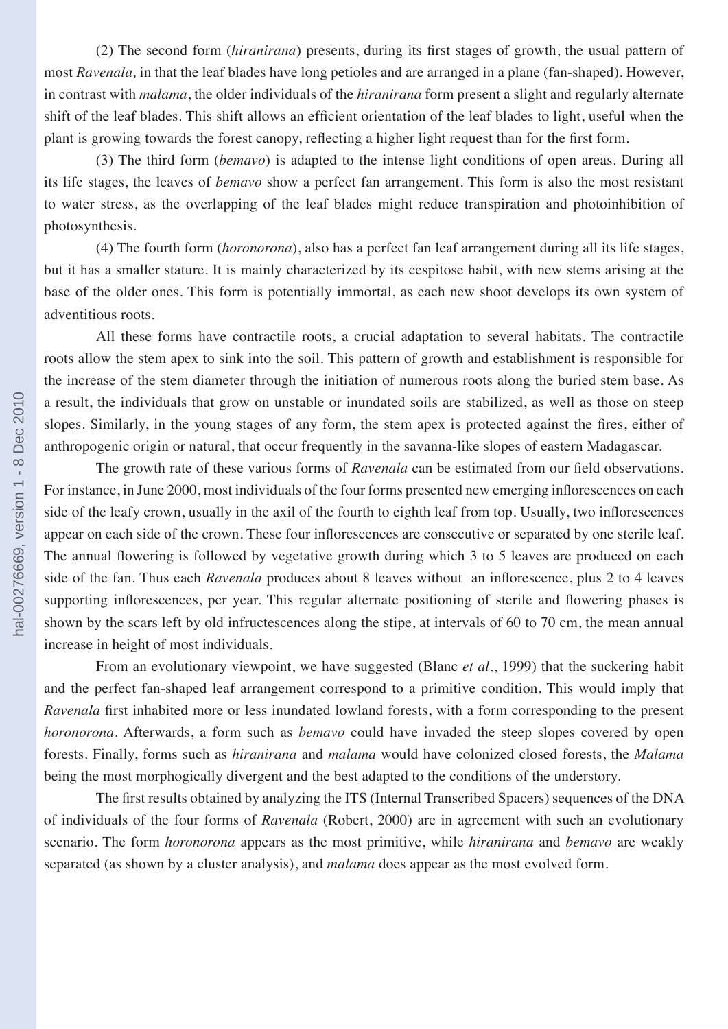(2) The second form (*hiranirana*) presents, during its first stages of growth, the usual pattern of most *Ravenala,* in that the leaf blades have long petioles and are arranged in a plane (fan-shaped). However, in contrast with *malama*, the older individuals of the *hiranirana* form present a slight and regularly alternate shift of the leaf blades. This shift allows an efficient orientation of the leaf blades to light, useful when the plant is growing towards the forest canopy, reflecting a higher light request than for the first form.

(3) The third form (*bemavo*) is adapted to the intense light conditions of open areas. During all its life stages, the leaves of *bemavo* show a perfect fan arrangement. This form is also the most resistant to water stress, as the overlapping of the leaf blades might reduce transpiration and photoinhibition of photosynthesis.

(4) The fourth form (*horonorona*), also has a perfect fan leaf arrangement during all its life stages, but it has a smaller stature. It is mainly characterized by its cespitose habit, with new stems arising at the base of the older ones. This form is potentially immortal, as each new shoot develops its own system of adventitious roots.

All these forms have contractile roots, a crucial adaptation to several habitats. The contractile roots allow the stem apex to sink into the soil. This pattern of growth and establishment is responsible for the increase of the stem diameter through the initiation of numerous roots along the buried stem base. As a result, the individuals that grow on unstable or inundated soils are stabilized, as well as those on steep slopes. Similarly, in the young stages of any form, the stem apex is protected against the fires, either of anthropogenic origin or natural, that occur frequently in the savanna-like slopes of eastern Madagascar.

The growth rate of these various forms of *Ravenala* can be estimated from our field observations. For instance, in June 2000, most individuals of the four forms presented new emerging inflorescences on each side of the leafy crown, usually in the axil of the fourth to eighth leaf from top. Usually, two inflorescences appear on each side of the crown. These four inflorescences are consecutive or separated by one sterile leaf. The annual flowering is followed by vegetative growth during which 3 to 5 leaves are produced on each side of the fan. Thus each *Ravenala* produces about 8 leaves without an inflorescence, plus 2 to 4 leaves supporting inflorescences, per year. This regular alternate positioning of sterile and flowering phases is shown by the scars left by old infructescences along the stipe, at intervals of 60 to 70 cm, the mean annual increase in height of most individuals.

From an evolutionary viewpoint, we have suggested (Blanc *et al*., 1999) that the suckering habit and the perfect fan-shaped leaf arrangement correspond to a primitive condition. This would imply that *Ravenala* first inhabited more or less inundated lowland forests, with a form corresponding to the present *horonorona*. Afterwards, a form such as *bemavo* could have invaded the steep slopes covered by open forests. Finally, forms such as *hiranirana* and *malama* would have colonized closed forests, the *Malama* being the most morphogically divergent and the best adapted to the conditions of the understory.

The first results obtained by analyzing the ITS (Internal Transcribed Spacers) sequences of the DNA of individuals of the four forms of *Ravenala* (Robert, 2000) are in agreement with such an evolutionary scenario. The form *horonorona* appears as the most primitive, while *hiranirana* and *bemavo* are weakly separated (as shown by a cluster analysis), and *malama* does appear as the most evolved form.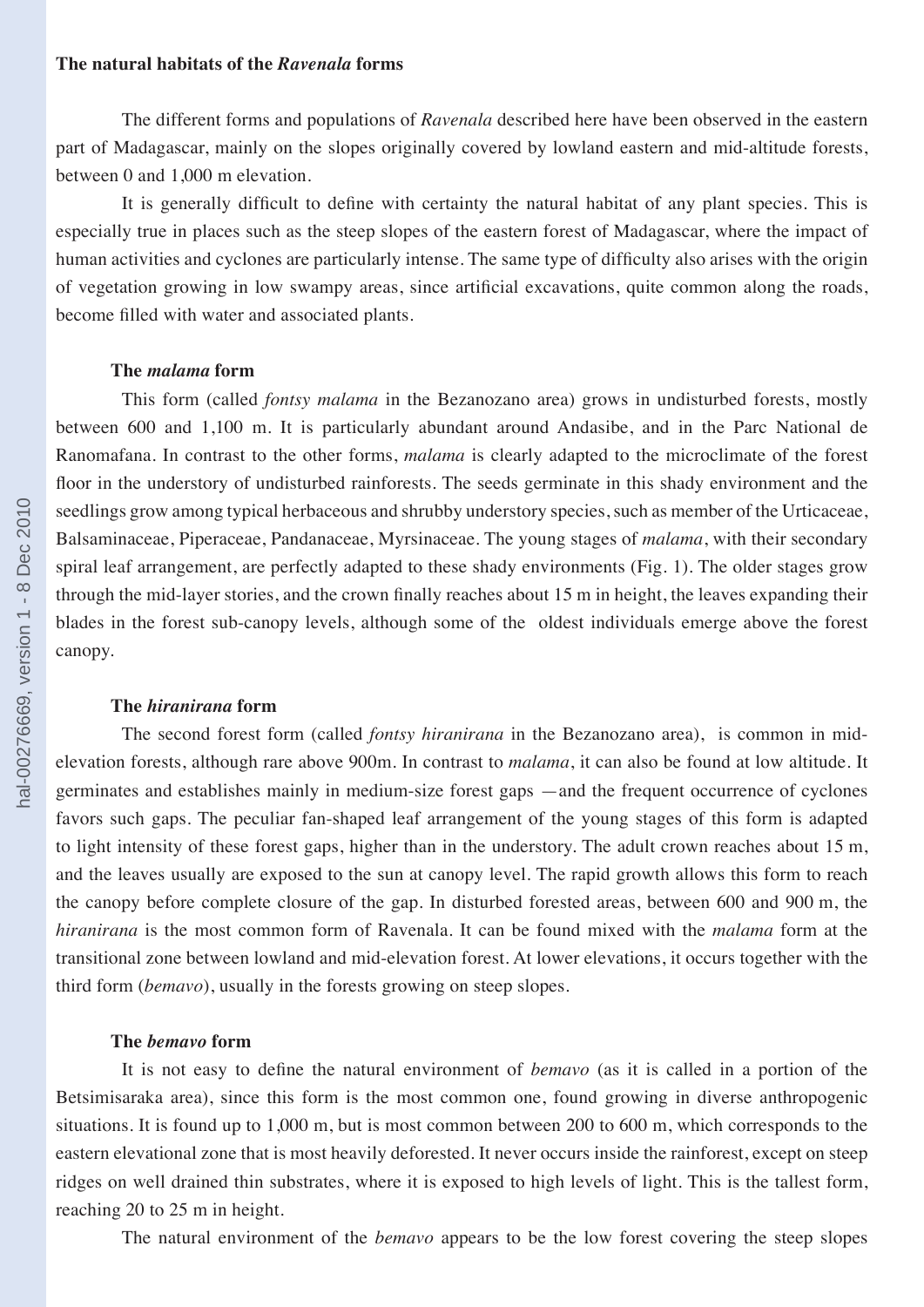## The natural habitats of the *Ravenala* forms

The different forms and populations of *Ravenala* described here have been observed in the eastern part of Madagascar, mainly on the slopes originally covered by lowland eastern and mid-altitude forests, between 0 and 1,000 m elevation.

It is generally difficult to define with certainty the natural habitat of any plant species. This is especially true in places such as the steep slopes of the eastern forest of Madagascar, where the impact of human activities and cyclones are particularly intense. The same type of difficulty also arises with the origin of vegetation growing in low swampy areas, since artificial excavations, quite common along the roads, become filled with water and associated plants.

### The *malama* form

This form (called *fontsy malama* in the Bezanozano area) grows in undisturbed forests, mostly between 600 and 1,100 m. It is particularly abundant around Andasibe, and in the Parc National de Ranomafana. In contrast to the other forms, *malama* is clearly adapted to the microclimate of the forest floor in the understory of undisturbed rainforests. The seeds germinate in this shady environment and the seedlings grow among typical herbaceous and shrubby understory species, such as member of the Urticaceae, Balsaminaceae, Piperaceae, Pandanaceae, Myrsinaceae. The young stages of *malama*, with their secondary spiral leaf arrangement, are perfectly adapted to these shady environments (Fig. 1). The older stages grow through the mid-layer stories, and the crown finally reaches about 15 m in height, the leaves expanding their blades in the forest sub-canopy levels, although some of the oldest individuals emerge above the forest canopy.

### The *hiranirana* form

The second forest form (called *fontsy hiranirana* in the Bezanozano area), is common in mid-elevation forests, although rare above 900m. In contrast to *malama*, it can also be found at low altitude. It germinates and establishes mainly in medium-size forest gaps —and the frequent occurrence of cyclones favors such gaps. The peculiar fan-shaped leaf arrangement of the young stages of this form is adapted to light intensity of these forest gaps, higher than in the understory. The adult crown reaches about 15 m, and the leaves usually are exposed to the sun at canopy level. The rapid growth allows this form to reach the canopy before complete closure of the gap. In disturbed forested areas, between 600 and 900 m, the *hiranirana* is the most common form of Ravenala. It can be found mixed with the *malama* form at the transitional zone between lowland and mid-elevation forest. At lower elevations, it occurs together with the third form (*bemavo*), usually in the forests growing on steep slopes.

### The *bemavo* form

It is not easy to define the natural environment of *bemavo* (as it is called in a portion of the Betsimisaraka area), since this form is the most common one, found growing in diverse anthropogenic situations. It is found up to 1,000 m, but is most common between 200 to 600 m, which corresponds to the eastern elevational zone that is most heavily deforested. It never occurs inside the rainforest, except on steep ridges on well drained thin substrates, where it is exposed to high levels of light. This is the tallest form, reaching 20 to 25 m in height.

The natural environment of the *bemavo* appears to be the low forest covering the steep slopes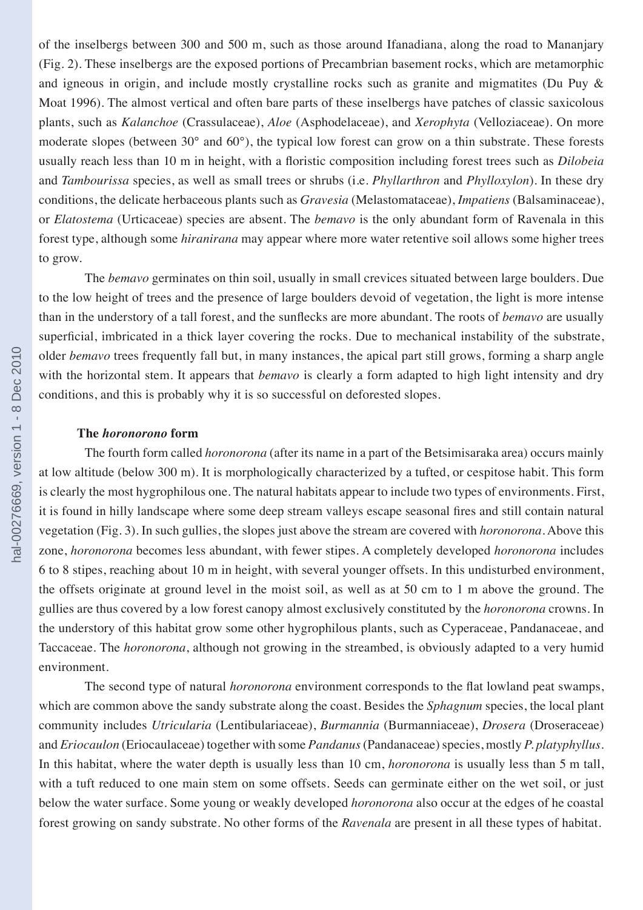of the inselbergs between 300 and 500 m, such as those around Ifanadiana, along the road to Mananjary (Fig. 2). These inselbergs are the exposed portions of Precambrian basement rocks, which are metamorphic and igneous in origin, and include mostly crystalline rocks such as granite and migmatites (Du Puy & Moat 1996). The almost vertical and often bare parts of these inselbergs have patches of classic saxicolous plants, such as *Kalanchoe* (Crassulaceae), *Aloe* (Asphodelaceae), and *Xerophyta* (Velloziaceae). On more moderate slopes (between 30° and 60°), the typical low forest can grow on a thin substrate. These forests usually reach less than 10 m in height, with a floristic composition including forest trees such as *Dilobeia* and *Tambourissa* species, as well as small trees or shrubs (i.e. *Phyllarthron* and *Phylloxylon*). In these dry conditions, the delicate herbaceous plants such as *Gravesia* (Melastomataceae), *Impatiens* (Balsaminaceae), or *Elatostema* (Urticaceae) species are absent. The *bemavo* is the only abundant form of Ravenala in this forest type, although some *hiranirana* may appear where more water retentive soil allows some higher trees to grow.

The *bemavo* germinates on thin soil, usually in small crevices situated between large boulders. Due to the low height of trees and the presence of large boulders devoid of vegetation, the light is more intense than in the understory of a tall forest, and the sunflecks are more abundant. The roots of *bemavo* are usually superficial, imbricated in a thick layer covering the rocks. Due to mechanical instability of the substrate, older *bemavo* trees frequently fall but, in many instances, the apical part still grows, forming a sharp angle with the horizontal stem. It appears that *bemavo* is clearly a form adapted to high light intensity and dry conditions, and this is probably why it is so successful on deforested slopes.

### The *horonorono* form

The fourth form called *horonorona* (after its name in a part of the Betsimisaraka area) occurs mainly at low altitude (below 300 m). It is morphologically characterized by a tufted, or cespitose habit. This form is clearly the most hygrophilous one. The natural habitats appear to include two types of environments. First, it is found in hilly landscape where some deep stream valleys escape seasonal fires and still contain natural vegetation (Fig. 3). In such gullies, the slopes just above the stream are covered with *horonorona*. Above this zone, *horonorona* becomes less abundant, with fewer stipes. A completely developed *horonorona* includes 6 to 8 stipes, reaching about 10 m in height, with several younger offsets. In this undisturbed environment, the offsets originate at ground level in the moist soil, as well as at 50 cm to 1 m above the ground. The gullies are thus covered by a low forest canopy almost exclusively constituted by the *horonorona* crowns. In the understory of this habitat grow some other hygrophilous plants, such as Cyperaceae, Pandanaceae, and Taccaceae. The *horonorona*, although not growing in the streambed, is obviously adapted to a very humid environment.

The second type of natural *horonorona* environment corresponds to the flat lowland peat swamps, which are common above the sandy substrate along the coast. Besides the *Sphagnum* species, the local plant community includes *Utricularia* (Lentibulariaceae), *Burmannia* (Burmanniaceae), *Drosera* (Droseraceae) and *Eriocaulon* (Eriocaulaceae) together with some *Pandanus* (Pandanaceae) species, mostly *P. platyphyllus*. In this habitat, where the water depth is usually less than 10 cm, *horonorona* is usually less than 5 m tall, with a tuft reduced to one main stem on some offsets. Seeds can germinate either on the wet soil, or just below the water surface. Some young or weakly developed *horonorona* also occur at the edges of he coastal forest growing on sandy substrate. No other forms of the *Ravenala* are present in all these types of habitat.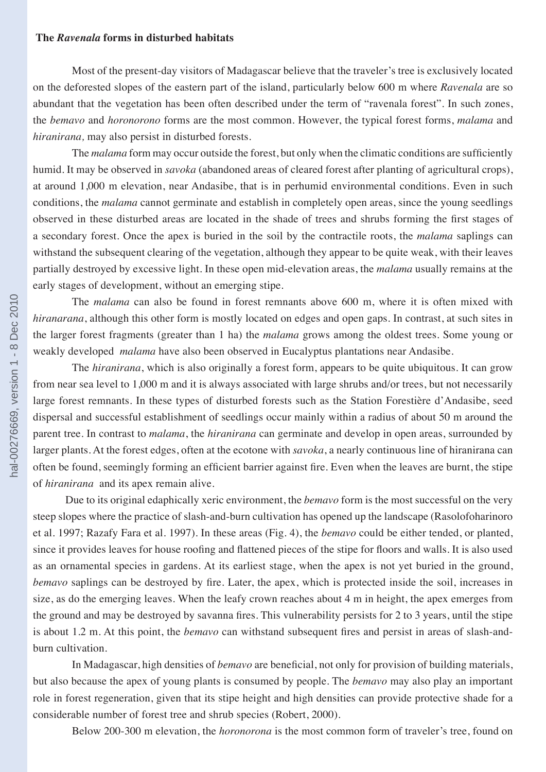**The *Ravenala* forms in disturbed habitats**

Most of the present-day visitors of Madagascar believe that the traveler's tree is exclusively located on the deforested slopes of the eastern part of the island, particularly below 600 m where *Ravenala* are so abundant that the vegetation has been often described under the term of "ravenala forest". In such zones, the *bemavo* and *horonorono* forms are the most common. However, the typical forest forms, *malama* and *hiranirana,* may also persist in disturbed forests.

The *malama* form may occur outside the forest, but only when the climatic conditions are sufficiently humid. It may be observed in *savoka* (abandoned areas of cleared forest after planting of agricultural crops), at around 1,000 m elevation, near Andasibe, that is in perhumid environmental conditions. Even in such conditions, the *malama* cannot germinate and establish in completely open areas, since the young seedlings observed in these disturbed areas are located in the shade of trees and shrubs forming the first stages of a secondary forest. Once the apex is buried in the soil by the contractile roots, the *malama* saplings can withstand the subsequent clearing of the vegetation, although they appear to be quite weak, with their leaves partially destroyed by excessive light. In these open mid-elevation areas, the *malama* usually remains at the early stages of development, without an emerging stipe.

The *malama* can also be found in forest remnants above 600 m, where it is often mixed with *hiranarana*, although this other form is mostly located on edges and open gaps. In contrast, at such sites in the larger forest fragments (greater than 1 ha) the *malama* grows among the oldest trees. Some young or weakly developed *malama* have also been observed in Eucalyptus plantations near Andasibe.

The *hiranirana*, which is also originally a forest form, appears to be quite ubiquitous. It can grow from near sea level to 1,000 m and it is always associated with large shrubs and/or trees, but not necessarily large forest remnants. In these types of disturbed forests such as the Station Forestière d'Andasibe, seed dispersal and successful establishment of seedlings occur mainly within a radius of about 50 m around the parent tree. In contrast to *malama*, the *hiranirana* can germinate and develop in open areas, surrounded by larger plants. At the forest edges, often at the ecotone with *savoka*, a nearly continuous line of hiranirana can often be found, seemingly forming an efficient barrier against fire. Even when the leaves are burnt, the stipe of *hiranirana* and its apex remain alive.

Due to its original edaphically xeric environment, the *bemavo* form is the most successful on the very steep slopes where the practice of slash-and-burn cultivation has opened up the landscape (Rasolofoharinoro et al. 1997; Razafy Fara et al. 1997). In these areas (Fig. 4), the *bemavo* could be either tended, or planted, since it provides leaves for house roofing and flattened pieces of the stipe for floors and walls. It is also used as an ornamental species in gardens. At its earliest stage, when the apex is not yet buried in the ground, *bemavo* saplings can be destroyed by fire. Later, the apex, which is protected inside the soil, increases in size, as do the emerging leaves. When the leafy crown reaches about 4 m in height, the apex emerges from the ground and may be destroyed by savanna fires. This vulnerability persists for 2 to 3 years, until the stipe is about 1.2 m. At this point, the *bemavo* can withstand subsequent fires and persist in areas of slash-and-burn cultivation.

In Madagascar, high densities of *bemavo* are beneficial, not only for provision of building materials, but also because the apex of young plants is consumed by people. The *bemavo* may also play an important role in forest regeneration, given that its stipe height and high densities can provide protective shade for a considerable number of forest tree and shrub species (Robert, 2000).

Below 200-300 m elevation, the *horonorona* is the most common form of traveler's tree, found on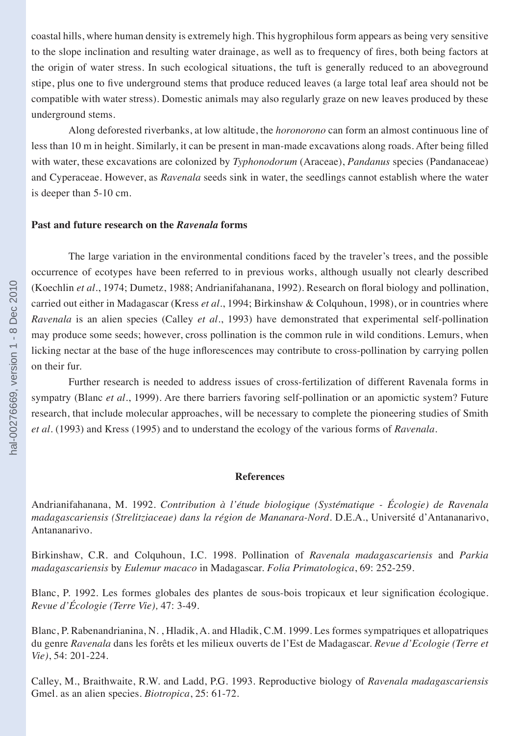coastal hills, where human density is extremely high. This hygrophilous form appears as being very sensitive to the slope inclination and resulting water drainage, as well as to frequency of fires, both being factors at the origin of water stress. In such ecological situations, the tuft is generally reduced to an aboveground stipe, plus one to five underground stems that produce reduced leaves (a large total leaf area should not be compatible with water stress). Domestic animals may also regularly graze on new leaves produced by these underground stems.

Along deforested riverbanks, at low altitude, the *horonorono* can form an almost continuous line of less than 10 m in height. Similarly, it can be present in man-made excavations along roads. After being filled with water, these excavations are colonized by *Typhonodorum* (Araceae), *Pandanus* species (Pandanaceae) and Cyperaceae. However, as *Ravenala* seeds sink in water, the seedlings cannot establish where the water is deeper than 5-10 cm.

### Past and future research on the *Ravenala* forms

The large variation in the environmental conditions faced by the traveler's trees, and the possible occurrence of ecotypes have been referred to in previous works, although usually not clearly described (Koechlin *et al*., 1974; Dumetz, 1988; Andrianifahanana, 1992). Research on floral biology and pollination, carried out either in Madagascar (Kress *et al*., 1994; Birkinshaw & Colquhoun, 1998), or in countries where *Ravenala* is an alien species (Calley *et al*., 1993) have demonstrated that experimental self-pollination may produce some seeds; however, cross pollination is the common rule in wild conditions. Lemurs, when licking nectar at the base of the huge inflorescences may contribute to cross-pollination by carrying pollen on their fur.

Further research is needed to address issues of cross-fertilization of different Ravenala forms in sympatry (Blanc *et al*., 1999). Are there barriers favoring self-pollination or an apomictic system? Future research, that include molecular approaches, will be necessary to complete the pioneering studies of Smith *et al*. (1993) and Kress (1995) and to understand the ecology of the various forms of *Ravenala*.

### References

Andrianifahanana, M. 1992. *Contribution à l'étude biologique (Systématique - Écologie) de Ravenala madagascariensis (Strelitziaceae) dans la région de Mananara-Nord*. D.E.A., Université d'Antananarivo, Antananarivo.

Birkinshaw, C.R. and Colquhoun, I.C. 1998. Pollination of *Ravenala madagascariensis* and *Parkia madagascariensis* by *Eulemur macaco* in Madagascar. *Folia Primatologica*, 69: 252-259.

Blanc, P. 1992. Les formes globales des plantes de sous-bois tropicaux et leur signification écologique. *Revue d'Écologie (Terre Vie),* 47: 3-49.

Blanc, P. Rabenandrianina, N. , Hladik, A. and Hladik, C.M. 1999. Les formes sympatriques et allopatriques du genre *Ravenala* dans les forêts et les milieux ouverts de l'Est de Madagascar. *Revue d'Ecologie (Terre et Vie)*, 54: 201-224.

Calley, M., Braithwaite, R.W. and Ladd, P.G. 1993. Reproductive biology of *Ravenala madagascariensis* Gmel. as an alien species. *Biotropica*, 25: 61-72.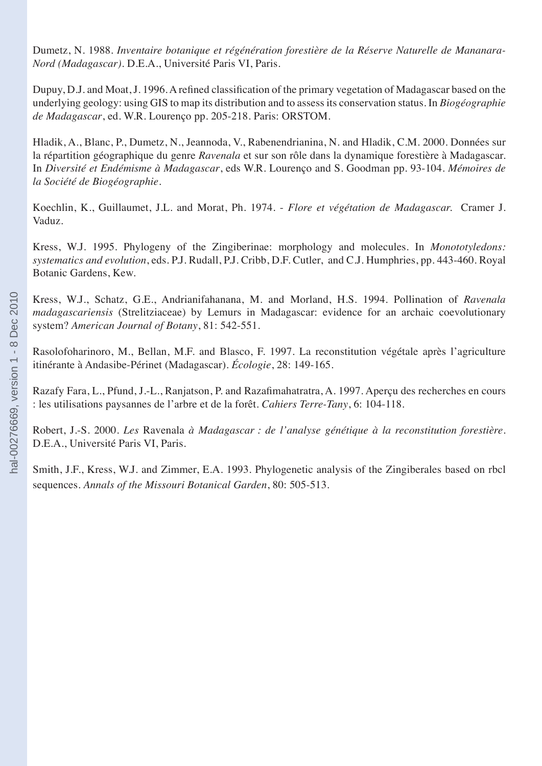Dumetz, N. 1988. *Inventaire botanique et régénération forestière de la Réserve Naturelle de Mananara-Nord (Madagascar)*. D.E.A., Université Paris VI, Paris.

Dupuy, D.J. and Moat, J. 1996. A refined classification of the primary vegetation of Madagascar based on the underlying geology: using GIS to map its distribution and to assess its conservation status. In *Biogéographie de Madagascar*, ed. W.R. Lourenço pp. 205-218. Paris: ORSTOM.

Hladik, A., Blanc, P., Dumetz, N., Jeannoda, V., Rabenendrianina, N. and Hladik, C.M. 2000. Données sur la répartition géographique du genre *Ravenala* et sur son rôle dans la dynamique forestière à Madagascar. In *Diversité et Endémisme à Madagascar*, eds W.R. Lourenço and S. Goodman pp. 93-104. *Mémoires de la Société de Biogéographie*.

Koechlin, K., Guillaumet, J.L. and Morat, Ph. 1974. - *Flore et végétation de Madagascar.* Cramer J. Vaduz.

Kress, W.J. 1995. Phylogeny of the Zingiberinae: morphology and molecules. In *Monototyledons: systematics and evolution*, eds. P.J. Rudall, P.J. Cribb, D.F. Cutler, and C.J. Humphries, pp. 443-460. Royal Botanic Gardens, Kew.

Kress, W.J., Schatz, G.E., Andrianifahanana, M. and Morland, H.S. 1994. Pollination of *Ravenala madagascariensis* (Strelitziaceae) by Lemurs in Madagascar: evidence for an archaic coevolutionary system? *American Journal of Botany*, 81: 542-551.

Rasolofoharinoro, M., Bellan, M.F. and Blasco, F. 1997. La reconstitution végétale après l'agriculture itinérante à Andasibe-Périnet (Madagascar). *Écologie*, 28: 149-165.

Razafy Fara, L., Pfund, J.-L., Ranjatson, P. and Razafimahatratra, A. 1997. Aperçu des recherches en cours : les utilisations paysannes de l'arbre et de la forêt. *Cahiers Terre-Tany*, 6: 104-118.

Robert, J.-S. 2000. *Les* Ravenala *à Madagascar : de l'analyse génétique à la reconstitution forestière*. D.E.A., Université Paris VI, Paris.

Smith, J.F., Kress, W.J. and Zimmer, E.A. 1993. Phylogenetic analysis of the Zingiberales based on rbcl sequences. *Annals of the Missouri Botanical Garden*, 80: 505-513.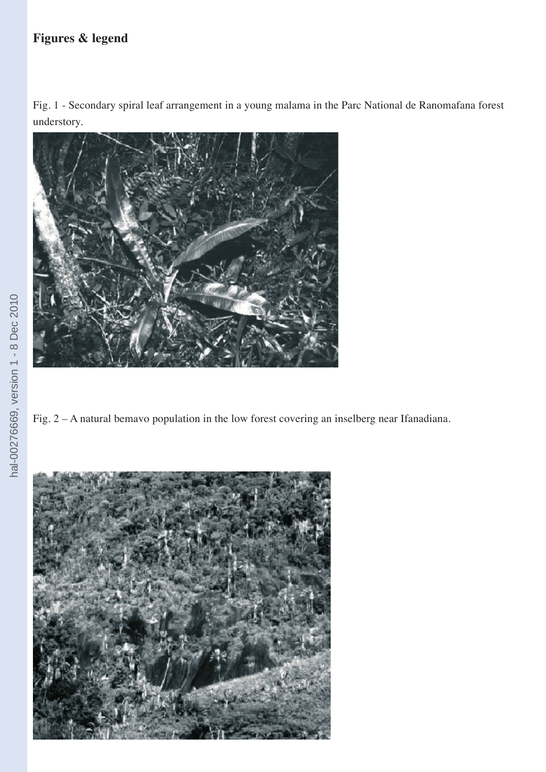## Figures & legend

Fig. 1 - Secondary spiral leaf arrangement in a young malama in the Parc National de Ranomafana forest understory.

Fig. 2 – A natural bemavo population in the low forest covering an inselberg near Ifanadiana.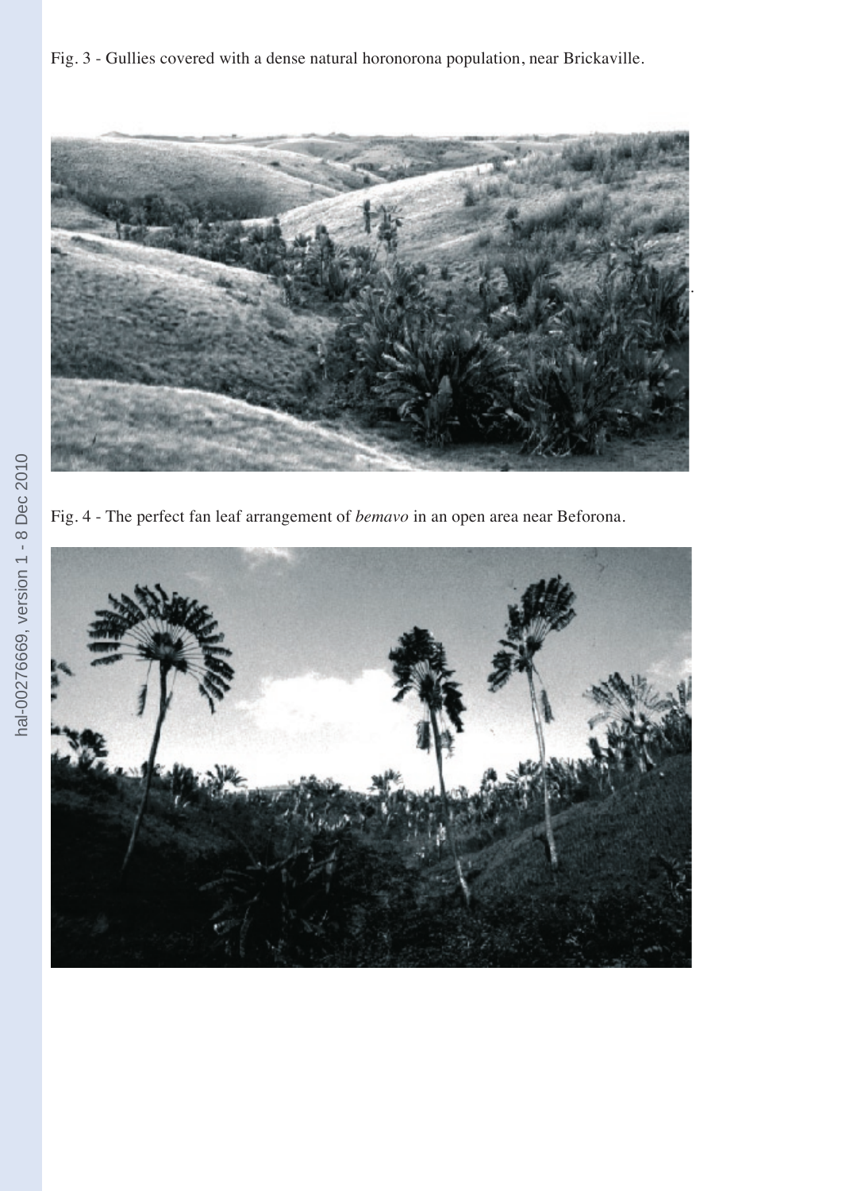Fig. 3 - Gullies covered with a dense natural horonorona population, near Brickaville.

Fig. 4 - The perfect fan leaf arrangement of *bemavo* in an open area near Beforona.